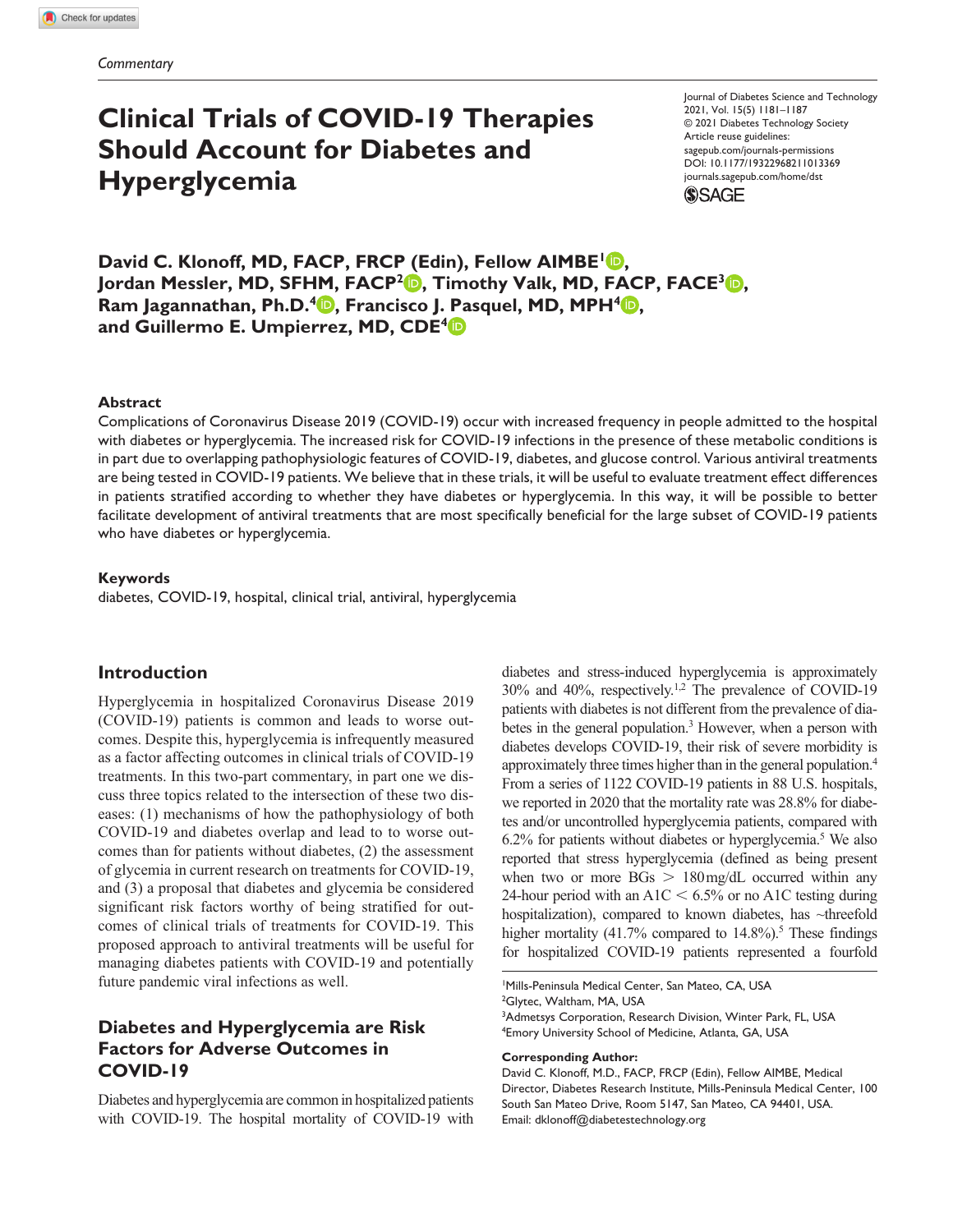*Commentary*

# Clinical Trials of COVID-19 Therapies Should Account for Diabetes and Hyperglycemia

Journal of Diabetes Science and Technology 2021, Vol. 15(5) 1181–1187
© 2021 Diabetes Technology Society
Article reuse guidelines: sagepub.com/journals-permissions
DOI: 10.1177/19322968211013369
journals.sagepub.com/home/dst

**David C. Klonoff, MD, FACP, FRCP (Edin), Fellow AIMBE[1], Jordan Messler, MD, SFHM, FACP[2], Timothy Valk, MD, FACP, FACE[3], Ram Jagannathan, Ph.D.[4], Francisco J. Pasquel, MD, MPH[4], and Guillermo E. Umpierrez, MD, CDE[4]**

### Abstract

Complications of Coronavirus Disease 2019 (COVID-19) occur with increased frequency in people admitted to the hospital with diabetes or hyperglycemia. The increased risk for COVID-19 infections in the presence of these metabolic conditions is in part due to overlapping pathophysiologic features of COVID-19, diabetes, and glucose control. Various antiviral treatments are being tested in COVID-19 patients. We believe that in these trials, it will be useful to evaluate treatment effect differences in patients stratified according to whether they have diabetes or hyperglycemia. In this way, it will be possible to better facilitate development of antiviral treatments that are most specifically beneficial for the large subset of COVID-19 patients who have diabetes or hyperglycemia.

### Keywords

diabetes, COVID-19, hospital, clinical trial, antiviral, hyperglycemia

## Introduction

Hyperglycemia in hospitalized Coronavirus Disease 2019 (COVID-19) patients is common and leads to worse outcomes. Despite this, hyperglycemia is infrequently measured as a factor affecting outcomes in clinical trials of COVID-19 treatments. In this two-part commentary, in part one we discuss three topics related to the intersection of these two diseases: (1) mechanisms of how the pathophysiology of both COVID-19 and diabetes overlap and lead to to worse outcomes than for patients without diabetes, (2) the assessment of glycemia in current research on treatments for COVID-19, and (3) a proposal that diabetes and glycemia be considered significant risk factors worthy of being stratified for outcomes of clinical trials of treatments for COVID-19. This proposed approach to antiviral treatments will be useful for managing diabetes patients with COVID-19 and potentially future pandemic viral infections as well.

## Diabetes and Hyperglycemia are Risk Factors for Adverse Outcomes in COVID-19

Diabetes and hyperglycemia are common in hospitalized patients with COVID-19. The hospital mortality of COVID-19 with diabetes and stress-induced hyperglycemia is approximately 30% and 40%, respectively.[1,2] The prevalence of COVID-19 patients with diabetes is not different from the prevalence of diabetes in the general population.[3] However, when a person with diabetes develops COVID-19, their risk of severe morbidity is approximately three times higher than in the general population.[4] From a series of 1122 COVID-19 patients in 88 U.S. hospitals, we reported in 2020 that the mortality rate was 28.8% for diabetes and/or uncontrolled hyperglycemia patients, compared with 6.2% for patients without diabetes or hyperglycemia.[5] We also reported that stress hyperglycemia (defined as being present when two or more BGs $>$ 180 mg/dL occurred within any 24-hour period with an A1C $<$ 6.5% or no A1C testing during hospitalization), compared to known diabetes, has ~threefold higher mortality (41.7% compared to 14.8%).[5] These findings for hospitalized COVID-19 patients represented a fourfold

[1]Mills-Peninsula Medical Center, San Mateo, CA, USA
[2]Glytec, Waltham, MA, USA
[3]Admetsys Corporation, Research Division, Winter Park, FL, USA
[4]Emory University School of Medicine, Atlanta, GA, USA

**Corresponding Author:**
David C. Klonoff, M.D., FACP, FRCP (Edin), Fellow AIMBE, Medical Director, Diabetes Research Institute, Mills-Peninsula Medical Center, 100 South San Mateo Drive, Room 5147, San Mateo, CA 94401, USA.
Email: dklonoff@diabetestechnology.org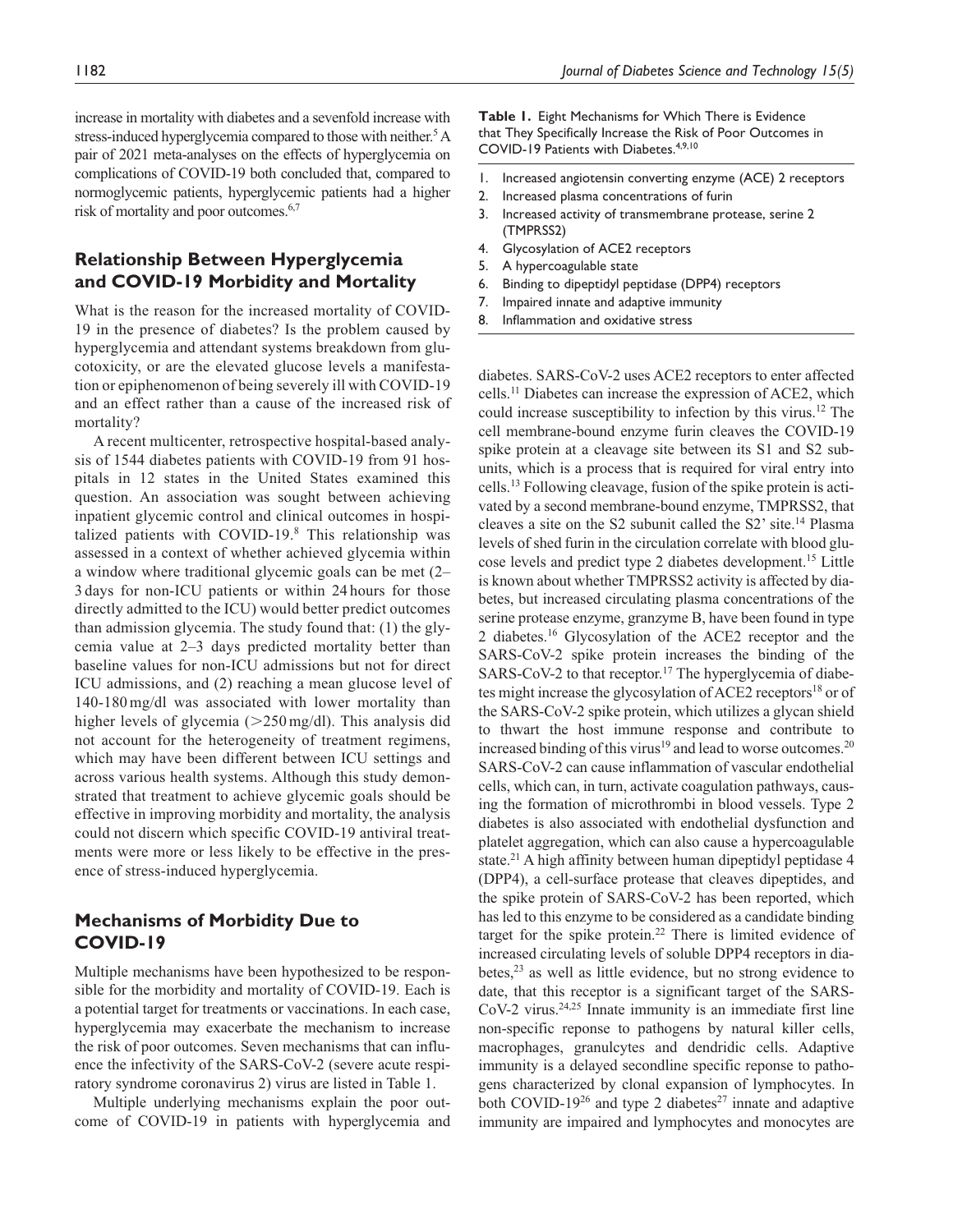increase in mortality with diabetes and a sevenfold increase with stress-induced hyperglycemia compared to those with neither.[5] A pair of 2021 meta-analyses on the effects of hyperglycemia on complications of COVID-19 both concluded that, compared to normoglycemic patients, hyperglycemic patients had a higher risk of mortality and poor outcomes.[6,7]

## Relationship Between Hyperglycemia and COVID-19 Morbidity and Mortality

What is the reason for the increased mortality of COVID-19 in the presence of diabetes? Is the problem caused by hyperglycemia and attendant systems breakdown from glucotoxicity, or are the elevated glucose levels a manifestation or epiphenomenon of being severely ill with COVID-19 and an effect rather than a cause of the increased risk of mortality?

A recent multicenter, retrospective hospital-based analysis of 1544 diabetes patients with COVID-19 from 91 hospitals in 12 states in the United States examined this question. An association was sought between achieving inpatient glycemic control and clinical outcomes in hospitalized patients with COVID-19.[8] This relationship was assessed in a context of whether achieved glycemia within a window where traditional glycemic goals can be met (2–3 days for non-ICU patients or within 24 hours for those directly admitted to the ICU) would better predict outcomes than admission glycemia. The study found that: (1) the glycemia value at 2–3 days predicted mortality better than baseline values for non-ICU admissions but not for direct ICU admissions, and (2) reaching a mean glucose level of 140-180 mg/dl was associated with lower mortality than higher levels of glycemia (>250 mg/dl). This analysis did not account for the heterogeneity of treatment regimens, which may have been different between ICU settings and across various health systems. Although this study demonstrated that treatment to achieve glycemic goals should be effective in improving morbidity and mortality, the analysis could not discern which specific COVID-19 antiviral treatments were more or less likely to be effective in the presence of stress-induced hyperglycemia.

## Mechanisms of Morbidity Due to COVID-19

Multiple mechanisms have been hypothesized to be responsible for the morbidity and mortality of COVID-19. Each is a potential target for treatments or vaccinations. In each case, hyperglycemia may exacerbate the mechanism to increase the risk of poor outcomes. Seven mechanisms that can influence the infectivity of the SARS-CoV-2 (severe acute respiratory syndrome coronavirus 2) virus are listed in Table 1.

Multiple underlying mechanisms explain the poor outcome of COVID-19 in patients with hyperglycemia and diabetes. SARS-CoV-2 uses ACE2 receptors to enter affected cells.[11] Diabetes can increase the expression of ACE2, which could increase susceptibility to infection by this virus.[12] The cell membrane-bound enzyme furin cleaves the COVID-19 spike protein at a cleavage site between its S1 and S2 subunits, which is a process that is required for viral entry into cells.[13] Following cleavage, fusion of the spike protein is activated by a second membrane-bound enzyme, TMPRSS2, that cleaves a site on the S2 subunit called the S2' site.[14] Plasma levels of shed furin in the circulation correlate with blood glucose levels and predict type 2 diabetes development.[15] Little is known about whether TMPRSS2 activity is affected by diabetes, but increased circulating plasma concentrations of the serine protease enzyme, granzyme B, have been found in type 2 diabetes.[16] Glycosylation of the ACE2 receptor and the SARS-CoV-2 spike protein increases the binding of the SARS-CoV-2 to that receptor.[17] The hyperglycemia of diabetes might increase the glycosylation of ACE2 receptors[18] or of the SARS-CoV-2 spike protein, which utilizes a glycan shield to thwart the host immune response and contribute to increased binding of this virus[19] and lead to worse outcomes.[20] SARS-CoV-2 can cause inflammation of vascular endothelial cells, which can, in turn, activate coagulation pathways, causing the formation of microthrombi in blood vessels. Type 2 diabetes is also associated with endothelial dysfunction and platelet aggregation, which can also cause a hypercoagulable state.[21] A high affinity between human dipeptidyl peptidase 4 (DPP4), a cell-surface protease that cleaves dipeptides, and the spike protein of SARS-CoV-2 has been reported, which has led to this enzyme to be considered as a candidate binding target for the spike protein.[22] There is limited evidence of increased circulating levels of soluble DPP4 receptors in diabetes,[23] as well as little evidence, but no strong evidence to date, that this receptor is a significant target of the SARS-CoV-2 virus.[24,25] Innate immunity is an immediate first line non-specific reponse to pathogens by natural killer cells, macrophages, granulcytes and dendridic cells. Adaptive immunity is a delayed secondline specific reponse to pathogens characterized by clonal expansion of lymphocytes. In both COVID-19[26] and type 2 diabetes[27] innate and adaptive immunity are impaired and lymphocytes and monocytes are

**Table 1.** Eight Mechanisms for Which There is Evidence that They Specifically Increase the Risk of Poor Outcomes in COVID-19 Patients with Diabetes.[4,9,10]

1. Increased angiotensin converting enzyme (ACE) 2 receptors
2. Increased plasma concentrations of furin
3. Increased activity of transmembrane protease, serine 2 (TMPRSS2)
4. Glycosylation of ACE2 receptors
5. A hypercoagulable state
6. Binding to dipeptidyl peptidase (DPP4) receptors
7. Impaired innate and adaptive immunity
8. Inflammation and oxidative stress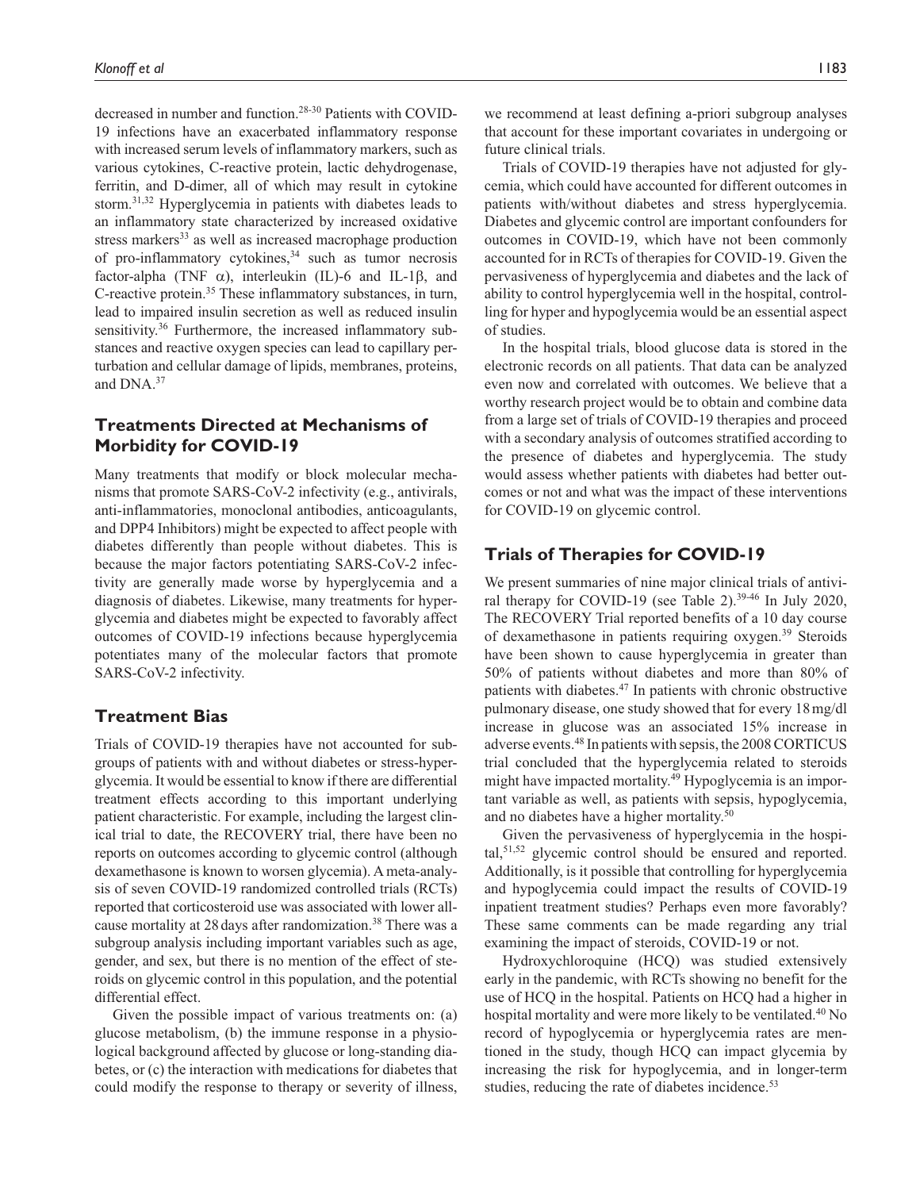decreased in number and function.[28-30] Patients with COVID-19 infections have an exacerbated inflammatory response with increased serum levels of inflammatory markers, such as various cytokines, C-reactive protein, lactic dehydrogenase, ferritin, and D-dimer, all of which may result in cytokine storm.[31,32] Hyperglycemia in patients with diabetes leads to an inflammatory state characterized by increased oxidative stress markers[33] as well as increased macrophage production of pro-inflammatory cytokines,[34] such as tumor necrosis factor-alpha (TNF $\alpha$), interleukin (IL)-6 and IL-1$\beta$, and C-reactive protein.[35] These inflammatory substances, in turn, lead to impaired insulin secretion as well as reduced insulin sensitivity.[36] Furthermore, the increased inflammatory substances and reactive oxygen species can lead to capillary perturbation and cellular damage of lipids, membranes, proteins, and DNA.[37]

## Treatments Directed at Mechanisms of Morbidity for COVID-19

Many treatments that modify or block molecular mechanisms that promote SARS-CoV-2 infectivity (e.g., antivirals, anti-inflammatories, monoclonal antibodies, anticoagulants, and DPP4 Inhibitors) might be expected to affect people with diabetes differently than people without diabetes. This is because the major factors potentiating SARS-CoV-2 infectivity are generally made worse by hyperglycemia and a diagnosis of diabetes. Likewise, many treatments for hyperglycemia and diabetes might be expected to favorably affect outcomes of COVID-19 infections because hyperglycemia potentiates many of the molecular factors that promote SARS-CoV-2 infectivity.

## Treatment Bias

Trials of COVID-19 therapies have not accounted for subgroups of patients with and without diabetes or stress-hyperglycemia. It would be essential to know if there are differential treatment effects according to this important underlying patient characteristic. For example, including the largest clinical trial to date, the RECOVERY trial, there have been no reports on outcomes according to glycemic control (although dexamethasone is known to worsen glycemia). A meta-analysis of seven COVID-19 randomized controlled trials (RCTs) reported that corticosteroid use was associated with lower all-cause mortality at 28 days after randomization.[38] There was a subgroup analysis including important variables such as age, gender, and sex, but there is no mention of the effect of steroids on glycemic control in this population, and the potential differential effect.

Given the possible impact of various treatments on: (a) glucose metabolism, (b) the immune response in a physiological background affected by glucose or long-standing diabetes, or (c) the interaction with medications for diabetes that could modify the response to therapy or severity of illness, we recommend at least defining a-priori subgroup analyses that account for these important covariates in undergoing or future clinical trials.

Trials of COVID-19 therapies have not adjusted for glycemia, which could have accounted for different outcomes in patients with/without diabetes and stress hyperglycemia. Diabetes and glycemic control are important confounders for outcomes in COVID-19, which have not been commonly accounted for in RCTs of therapies for COVID-19. Given the pervasiveness of hyperglycemia and diabetes and the lack of ability to control hyperglycemia well in the hospital, controlling for hyper and hypoglycemia would be an essential aspect of studies.

In the hospital trials, blood glucose data is stored in the electronic records on all patients. That data can be analyzed even now and correlated with outcomes. We believe that a worthy research project would be to obtain and combine data from a large set of trials of COVID-19 therapies and proceed with a secondary analysis of outcomes stratified according to the presence of diabetes and hyperglycemia. The study would assess whether patients with diabetes had better outcomes or not and what was the impact of these interventions for COVID-19 on glycemic control.

## Trials of Therapies for COVID-19

We present summaries of nine major clinical trials of antiviral therapy for COVID-19 (see Table 2).[39-46] In July 2020, The RECOVERY Trial reported benefits of a 10 day course of dexamethasone in patients requiring oxygen.[39] Steroids have been shown to cause hyperglycemia in greater than 50% of patients without diabetes and more than 80% of patients with diabetes.[47] In patients with chronic obstructive pulmonary disease, one study showed that for every 18 mg/dl increase in glucose was an associated 15% increase in adverse events.[48] In patients with sepsis, the 2008 CORTICUS trial concluded that the hyperglycemia related to steroids might have impacted mortality.[49] Hypoglycemia is an important variable as well, as patients with sepsis, hypoglycemia, and no diabetes have a higher mortality.[50]

Given the pervasiveness of hyperglycemia in the hospital,[51,52] glycemic control should be ensured and reported. Additionally, is it possible that controlling for hyperglycemia and hypoglycemia could impact the results of COVID-19 inpatient treatment studies? Perhaps even more favorably? These same comments can be made regarding any trial examining the impact of steroids, COVID-19 or not.

Hydroxychloroquine (HCQ) was studied extensively early in the pandemic, with RCTs showing no benefit for the use of HCQ in the hospital. Patients on HCQ had a higher in hospital mortality and were more likely to be ventilated.[40] No record of hypoglycemia or hyperglycemia rates are mentioned in the study, though HCQ can impact glycemia by increasing the risk for hypoglycemia, and in longer-term studies, reducing the rate of diabetes incidence.[53]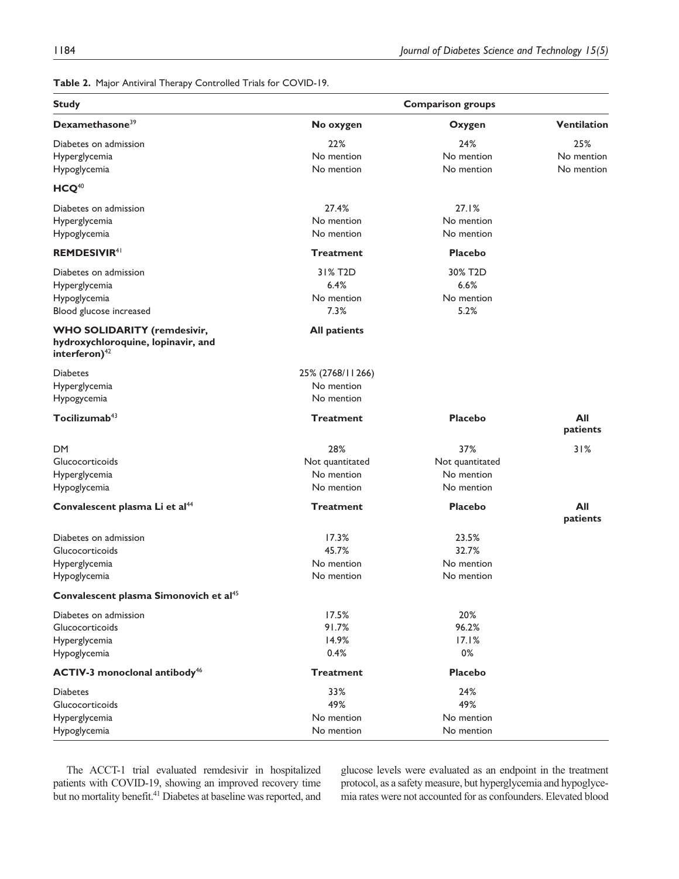**Table 2.** Major Antiviral Therapy Controlled Trials for COVID-19.

| Study | Comparison groups | | |
|---|---|---|---|
| **Dexamethasone**[39] | **No oxygen** | **Oxygen** | **Ventilation** |
| Diabetes on admission | 22% | 24% | 25% |
| Hyperglycemia | No mention | No mention | No mention |
| Hypoglycemia | No mention | No mention | No mention |
| **HCQ**[40] | | | |
| Diabetes on admission | 27.4% | 27.1% | |
| Hyperglycemia | No mention | No mention | |
| Hypoglycemia | No mention | No mention | |
| **REMDESIVIR**[41] | **Treatment** | **Placebo** | |
| Diabetes on admission | 31% T2D | 30% T2D | |
| Hyperglycemia | 6.4% | 6.6% | |
| Hypoglycemia | No mention | No mention | |
| Blood glucose increased | 7.3% | 5.2% | |
| **WHO SOLIDARITY (remdesivir, hydroxychloroquine, lopinavir, and interferon)**[42] | **All patients** | | |
| Diabetes | 25% (2768/11266) | | |
| Hyperglycemia | No mention | | |
| Hypogycemia | No mention | | |
| **Tocilizumab**[43] | **Treatment** | **Placebo** | **All patients** |
| DM | 28% | 37% | 31% |
| Glucocorticoids | Not quantitated | Not quantitated | |
| Hyperglycemia | No mention | No mention | |
| Hypoglycemia | No mention | No mention | |
| **Convalescent plasma Li et al**[44] | **Treatment** | **Placebo** | **All patients** |
| Diabetes on admission | 17.3% | 23.5% | |
| Glucocorticoids | 45.7% | 32.7% | |
| Hyperglycemia | No mention | No mention | |
| Hypoglycemia | No mention | No mention | |
| **Convalescent plasma Simonovich et al**[45] | | | |
| Diabetes on admission | 17.5% | 20% | |
| Glucocorticoids | 91.7% | 96.2% | |
| Hyperglycemia | 14.9% | 17.1% | |
| Hypoglycemia | 0.4% | 0% | |
| **ACTIV-3 monoclonal antibody**[46] | **Treatment** | **Placebo** | |
| Diabetes | 33% | 24% | |
| Glucocorticoids | 49% | 49% | |
| Hyperglycemia | No mention | No mention | |
| Hypoglycemia | No mention | No mention | |

The ACCT-1 trial evaluated remdesivir in hospitalized patients with COVID-19, showing an improved recovery time but no mortality benefit.[41] Diabetes at baseline was reported, and glucose levels were evaluated as an endpoint in the treatment protocol, as a safety measure, but hyperglycemia and hypoglycemia rates were not accounted for as confounders. Elevated blood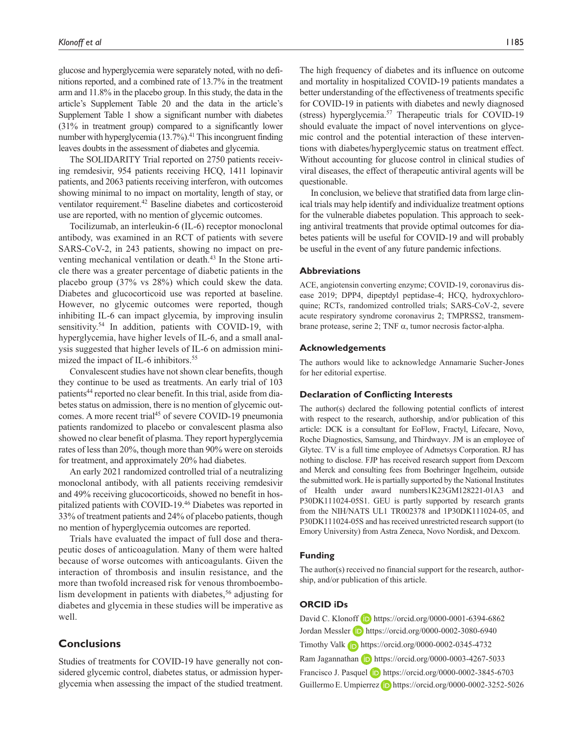glucose and hyperglycemia were separately noted, with no definitions reported, and a combined rate of 13.7% in the treatment arm and 11.8% in the placebo group. In this study, the data in the article's Supplement Table 20 and the data in the article's Supplement Table 1 show a significant number with diabetes (31% in treatment group) compared to a significantly lower number with hyperglycemia (13.7%).[41] This incongruent finding leaves doubts in the assessment of diabetes and glycemia.

The SOLIDARITY Trial reported on 2750 patients receiving remdesivir, 954 patients receiving HCQ, 1411 lopinavir patients, and 2063 patients receiving interferon, with outcomes showing minimal to no impact on mortality, length of stay, or ventilator requirement.[42] Baseline diabetes and corticosteroid use are reported, with no mention of glycemic outcomes.

Tocilizumab, an interleukin-6 (IL-6) receptor monoclonal antibody, was examined in an RCT of patients with severe SARS-CoV-2, in 243 patients, showing no impact on preventing mechanical ventilation or death.[43] In the Stone article there was a greater percentage of diabetic patients in the placebo group (37% vs 28%) which could skew the data. Diabetes and glucocorticoid use was reported at baseline. However, no glycemic outcomes were reported, though inhibiting IL-6 can impact glycemia, by improving insulin sensitivity.[54] In addition, patients with COVID-19, with hyperglycemia, have higher levels of IL-6, and a small analysis suggested that higher levels of IL-6 on admission minimized the impact of IL-6 inhibitors.[55]

Convalescent studies have not shown clear benefits, though they continue to be used as treatments. An early trial of 103 patients[44] reported no clear benefit. In this trial, aside from diabetes status on admission, there is no mention of glycemic outcomes. A more recent trial[45] of severe COVID-19 pneumonia patients randomized to placebo or convalescent plasma also showed no clear benefit of plasma. They report hyperglycemia rates of less than 20%, though more than 90% were on steroids for treatment, and approximately 20% had diabetes.

An early 2021 randomized controlled trial of a neutralizing monoclonal antibody, with all patients receiving remdesivir and 49% receiving glucocorticoids, showed no benefit in hospitalized patients with COVID-19.[46] Diabetes was reported in 33% of treatment patients and 24% of placebo patients, though no mention of hyperglycemia outcomes are reported.

Trials have evaluated the impact of full dose and therapeutic doses of anticoagulation. Many of them were halted because of worse outcomes with anticoagulants. Given the interaction of thrombosis and insulin resistance, and the more than twofold increased risk for venous thromboembolism development in patients with diabetes,[56] adjusting for diabetes and glycemia in these studies will be imperative as well.

## Conclusions

Studies of treatments for COVID-19 have generally not considered glycemic control, diabetes status, or admission hyperglycemia when assessing the impact of the studied treatment. The high frequency of diabetes and its influence on outcome and mortality in hospitalized COVID-19 patients mandates a better understanding of the effectiveness of treatments specific for COVID-19 in patients with diabetes and newly diagnosed (stress) hyperglycemia.[57] Therapeutic trials for COVID-19 should evaluate the impact of novel interventions on glycemic control and the potential interaction of these interventions with diabetes/hyperglycemic status on treatment effect. Without accounting for glucose control in clinical studies of viral diseases, the effect of therapeutic antiviral agents will be questionable.

In conclusion, we believe that stratified data from large clinical trials may help identify and individualize treatment options for the vulnerable diabetes population. This approach to seeking antiviral treatments that provide optimal outcomes for diabetes patients will be useful for COVID-19 and will probably be useful in the event of any future pandemic infections.

### Abbreviations

ACE, angiotensin converting enzyme; COVID-19, coronavirus disease 2019; DPP4, dipeptdyl peptidase-4; HCQ, hydroxychloroquine; RCTs, randomized controlled trials; SARS-CoV-2, severe acute respiratory syndrome coronavirus 2; TMPRSS2, transmembrane protease, serine 2; TNF α, tumor necrosis factor-alpha.

### Acknowledgements

The authors would like to acknowledge Annamarie Sucher-Jones for her editorial expertise.

### Declaration of Conflicting Interests

The author(s) declared the following potential conflicts of interest with respect to the research, authorship, and/or publication of this article: DCK is a consultant for EoFlow, Fractyl, Lifecare, Novo, Roche Diagnostics, Samsung, and Thirdwayv. JM is an employee of Glytec. TV is a full time employee of Admetsys Corporation. RJ has nothing to disclose. FJP has received research support from Dexcom and Merck and consulting fees from Boehringer Ingelheim, outside the submitted work. He is partially supported by the National Institutes of Health under award numbers1K23GM128221-01A3 and P30DK111024-05S1. GEU is partly supported by research grants from the NIH/NATS UL1 TR002378 and 1P30DK111024-05, and P30DK111024-05S and has received unrestricted research support (to Emory University) from Astra Zeneca, Novo Nordisk, and Dexcom.

### Funding

The author(s) received no financial support for the research, authorship, and/or publication of this article.

### ORCID iDs

David C. Klonoff https://orcid.org/0000-0001-6394-6862
Jordan Messler https://orcid.org/0000-0002-3080-6940
Timothy Valk https://orcid.org/0000-0002-0345-4732
Ram Jagannathan https://orcid.org/0000-0003-4267-5033
Francisco J. Pasquel https://orcid.org/0000-0002-3845-6703
Guillermo E. Umpierrez https://orcid.org/0000-0002-3252-5026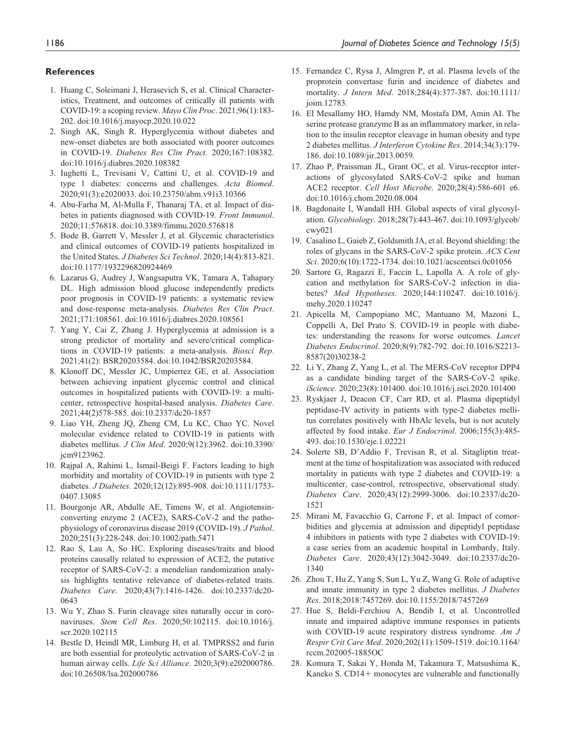### References

1. Huang C, Soleimani J, Herasevich S, et al. Clinical Characteristics, Treatment, and outcomes of critically ill patients with COVID-19: a scoping review. *Mayo Clin Proc*. 2021;96(1):183-202. doi:10.1016/j.mayocp.2020.10.022
2. Singh AK, Singh R. Hyperglycemia without diabetes and new-onset diabetes are both associated with poorer outcomes in COVID-19. *Diabetes Res Clin Pract*. 2020;167:108382. doi:10.1016/j.diabres.2020.108382
3. Iughetti L, Trevisani V, Cattini U, et al. COVID-19 and type 1 diabetes: concerns and challenges. *Acta Biomed*. 2020;91(3):e2020033. doi:10.23750/abm.v91i3.10366
4. Abu-Farha M, Al-Mulla F, Thanaraj TA, et al. Impact of diabetes in patients diagnosed with COVID-19. *Front Immunol*. 2020;11:576818. doi:10.3389/fimmu.2020.576818
5. Bode B, Garrett V, Messler J, et al. Glycemic characteristics and clinical outcomes of COVID-19 patients hospitalized in the United States. *J Diabetes Sci Technol*. 2020;14(4):813-821. doi:10.1177/1932296820924469
6. Lazarus G, Audrey J, Wangsaputra VK, Tamara A, Tahapary DL. High admission blood glucose independently predicts poor prognosis in COVID-19 patients: a systematic review and dose-response meta-analysis. *Diabetes Res Clin Pract*. 2021;171:108561. doi:10.1016/j.diabres.2020.108561
7. Yang Y, Cai Z, Zhang J. Hyperglycemia at admission is a strong predictor of mortality and severe/critical complications in COVID-19 patients: a meta-analysis. *Biosci Rep*. 2021;41(2): BSR20203584. doi:10.1042/BSR20203584.
8. Klonoff DC, Messler JC, Umpierrez GE, et al. Association between achieving inpatient glycemic control and clinical outcomes in hospitalized patients with COVID-19: a multicenter, retrospective hospital-based analysis. *Diabetes Care*. 2021;44(2)578-585. doi:10.2337/dc20-1857
9. Liao YH, Zheng JQ, Zheng CM, Lu KC, Chao YC. Novel molecular evidence related to COVID-19 in patients with diabetes mellitus. *J Clin Med*. 2020;9(12):3962. doi:10.3390/jcm9123962.
10. Rajpal A, Rahimi L, Ismail-Beigi F. Factors leading to high morbidity and mortality of COVID-19 in patients with type 2 diabetes. *J Diabetes*. 2020;12(12):895-908. doi:10.1111/1753-0407.13085
11. Bourgonje AR, Abdulle AE, Timens W, et al. Angiotensin-converting enzyme 2 (ACE2), SARS-CoV-2 and the pathophysiology of coronavirus disease 2019 (COVID-19). *J Pathol*. 2020;251(3):228-248. doi:10.1002/path.5471
12. Rao S, Lau A, So HC. Exploring diseases/traits and blood proteins causally related to expression of ACE2, the putative receptor of SARS-CoV-2: a mendelian randomization analysis highlights tentative relevance of diabetes-related traits. *Diabetes Care*. 2020;43(7):1416-1426. doi:10.2337/dc20-0643
13. Wu Y, Zhao S. Furin cleavage sites naturally occur in coronaviruses. *Stem Cell Res*. 2020;50:102115. doi:10.1016/j.scr.2020.102115
14. Bestle D, Heindl MR, Limburg H, et al. TMPRSS2 and furin are both essential for proteolytic activation of SARS-CoV-2 in human airway cells. *Life Sci Alliance*. 2020;3(9):e202000786. doi:10.26508/lsa.202000786
15. Fernandez C, Rysa J, Almgren P, et al. Plasma levels of the proprotein convertase furin and incidence of diabetes and mortality. *J Intern Med*. 2018;284(4):377-387. doi:10.1111/joim.12783.
16. El Mesallamy HO, Hamdy NM, Mostafa DM, Amin AI. The serine protease granzyme B as an inflammatory marker, in relation to the insulin receptor cleavage in human obesity and type 2 diabetes mellitus. *J Interferon Cytokine Res*. 2014;34(3):179-186. doi:10.1089/jir.2013.0059.
17. Zhao P, Praissman JL, Grant OC, et al. Virus-receptor interactions of glycosylated SARS-CoV-2 spike and human ACE2 receptor. *Cell Host Microbe*. 2020;28(4):586-601 e6. doi:10.1016/j.chom.2020.08.004
18. Bagdonaite I, Wandall HH. Global aspects of viral glycosylation. *Glycobiology*. 2018;28(7):443-467. doi:10.1093/glycob/cwy021
19. Casalino L, Gaieb Z, Goldsmith JA, et al. Beyond shielding: the roles of glycans in the SARS-CoV-2 spike protein. *ACS Cent Sci*. 2020;6(10):1722-1734. doi:10.1021/acscentsci.0c01056
20. Sartore G, Ragazzi E, Faccin L, Lapolla A. A role of glycation and methylation for SARS-CoV-2 infection in diabetes? *Med Hypotheses*. 2020;144:110247. doi:10.1016/j.mehy.2020.110247
21. Apicella M, Campopiano MC, Mantuano M, Mazoni L, Coppelli A, Del Prato S. COVID-19 in people with diabetes: understanding the reasons for worse outcomes. *Lancet Diabetes Endocrinol*. 2020;8(9):782-792. doi:10.1016/S2213-8587(20)30238-2
22. Li Y, Zhang Z, Yang L, et al. The MERS-CoV receptor DPP4 as a candidate binding target of the SARS-CoV-2 spike. *iScience*. 2020;23(8):101400. doi:10.1016/j.isci.2020.101400
23. Ryskjaer J, Deacon CF, Carr RD, et al. Plasma dipeptidyl peptidase-IV activity in patients with type-2 diabetes mellitus correlates positively with HbAlc levels, but is not acutely affected by food intake. *Eur J Endocrinol*. 2006;155(3):485-493. doi:10.1530/eje.1.02221
24. Solerte SB, D'Addio F, Trevisan R, et al. Sitagliptin treatment at the time of hospitalization was associated with reduced mortality in patients with type 2 diabetes and COVID-19: a multicenter, case-control, retrospective, observational study. *Diabetes Care*. 2020;43(12):2999-3006. doi:10.2337/dc20-1521
25. Mirani M, Favacchio G, Carrone F, et al. Impact of comorbidities and glycemia at admission and dipeptidyl peptidase 4 inhibitors in patients with type 2 diabetes with COVID-19: a case series from an academic hospital in Lombardy, Italy. *Diabetes Care*. 2020;43(12):3042-3049. doi:10.2337/dc20-1340
26. Zhou T, Hu Z, Yang S, Sun L, Yu Z, Wang G. Role of adaptive and innate immunity in type 2 diabetes mellitus. *J Diabetes Res*. 2018;2018:7457269. doi:10.1155/2018/7457269
27. Hue S, Beldi-Ferchiou A, Bendib I, et al. Uncontrolled innate and impaired adaptive immune responses in patients with COVID-19 acute respiratory distress syndrome. *Am J Respir Crit Care Med*. 2020;202(11):1509-1519. doi:10.1164/rccm.202005-1885OC
28. Komura T, Sakai Y, Honda M, Takamura T, Matsushima K, Kaneko S. CD14+ monocytes are vulnerable and functionally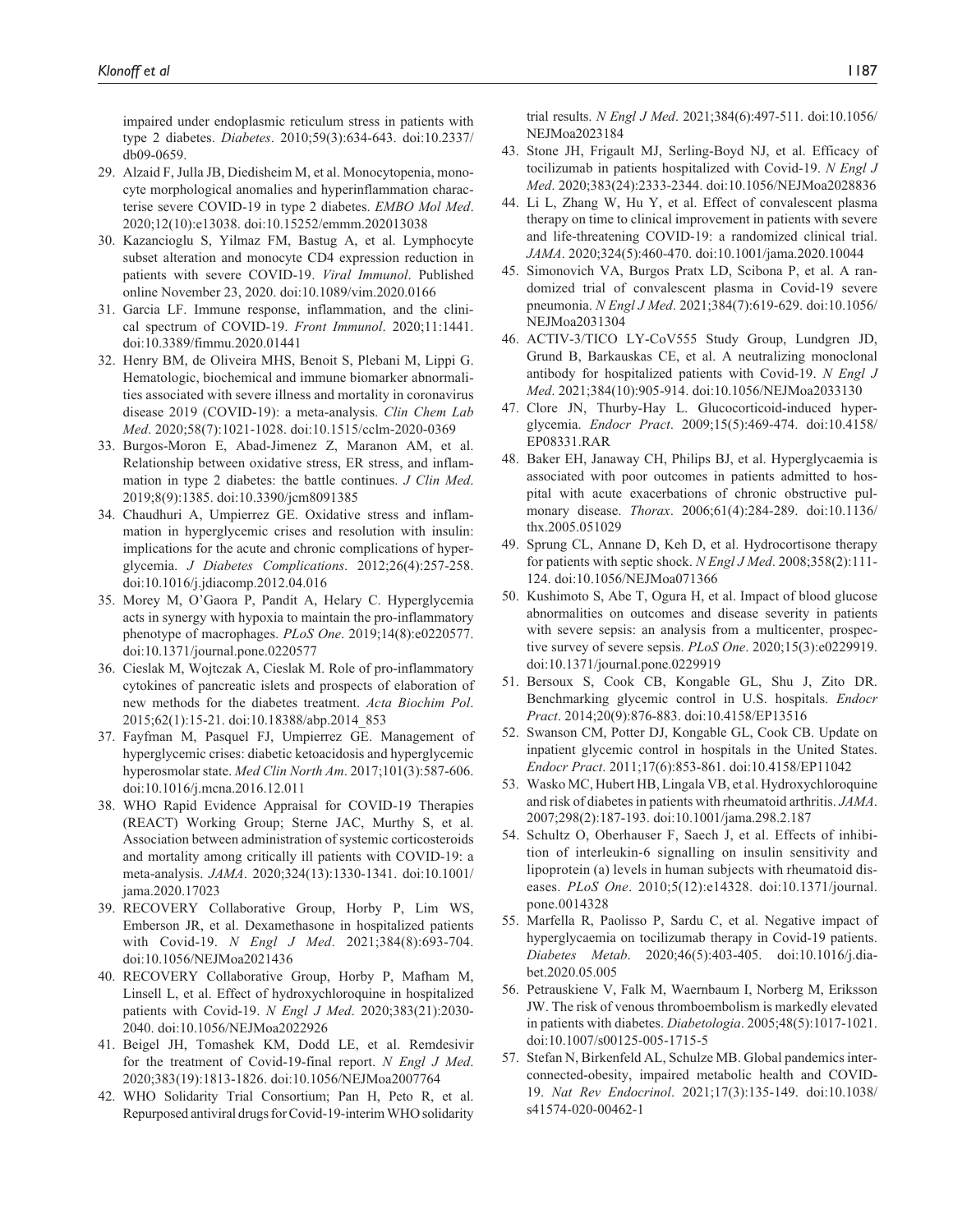impaired under endoplasmic reticulum stress in patients with type 2 diabetes. *Diabetes*. 2010;59(3):634-643. doi:10.2337/db09-0659.

29. Alzaid F, Julla JB, Diedisheim M, et al. Monocytopenia, monocyte morphological anomalies and hyperinflammation characterise severe COVID-19 in type 2 diabetes. *EMBO Mol Med*. 2020;12(10):e13038. doi:10.15252/emmm.202013038
30. Kazancioglu S, Yilmaz FM, Bastug A, et al. Lymphocyte subset alteration and monocyte CD4 expression reduction in patients with severe COVID-19. *Viral Immunol*. Published online November 23, 2020. doi:10.1089/vim.2020.0166
31. Garcia LF. Immune response, inflammation, and the clinical spectrum of COVID-19. *Front Immunol*. 2020;11:1441. doi:10.3389/fimmu.2020.01441
32. Henry BM, de Oliveira MHS, Benoit S, Plebani M, Lippi G. Hematologic, biochemical and immune biomarker abnormalities associated with severe illness and mortality in coronavirus disease 2019 (COVID-19): a meta-analysis. *Clin Chem Lab Med*. 2020;58(7):1021-1028. doi:10.1515/cclm-2020-0369
33. Burgos-Moron E, Abad-Jimenez Z, Maranon AM, et al. Relationship between oxidative stress, ER stress, and inflammation in type 2 diabetes: the battle continues. *J Clin Med*. 2019;8(9):1385. doi:10.3390/jcm8091385
34. Chaudhuri A, Umpierrez GE. Oxidative stress and inflammation in hyperglycemic crises and resolution with insulin: implications for the acute and chronic complications of hyperglycemia. *J Diabetes Complications*. 2012;26(4):257-258. doi:10.1016/j.jdiacomp.2012.04.016
35. Morey M, O'Gaora P, Pandit A, Helary C. Hyperglycemia acts in synergy with hypoxia to maintain the pro-inflammatory phenotype of macrophages. *PLoS One*. 2019;14(8):e0220577. doi:10.1371/journal.pone.0220577
36. Cieslak M, Wojtczak A, Cieslak M. Role of pro-inflammatory cytokines of pancreatic islets and prospects of elaboration of new methods for the diabetes treatment. *Acta Biochim Pol*. 2015;62(1):15-21. doi:10.18388/abp.2014_853
37. Fayfman M, Pasquel FJ, Umpierrez GE. Management of hyperglycemic crises: diabetic ketoacidosis and hyperglycemic hyperosmolar state. *Med Clin North Am*. 2017;101(3):587-606. doi:10.1016/j.mcna.2016.12.011
38. WHO Rapid Evidence Appraisal for COVID-19 Therapies (REACT) Working Group; Sterne JAC, Murthy S, et al. Association between administration of systemic corticosteroids and mortality among critically ill patients with COVID-19: a meta-analysis. *JAMA*. 2020;324(13):1330-1341. doi:10.1001/jama.2020.17023
39. RECOVERY Collaborative Group, Horby P, Lim WS, Emberson JR, et al. Dexamethasone in hospitalized patients with Covid-19. *N Engl J Med*. 2021;384(8):693-704. doi:10.1056/NEJMoa2021436
40. RECOVERY Collaborative Group, Horby P, Mafham M, Linsell L, et al. Effect of hydroxychloroquine in hospitalized patients with Covid-19. *N Engl J Med*. 2020;383(21):2030-2040. doi:10.1056/NEJMoa2022926
41. Beigel JH, Tomashek KM, Dodd LE, et al. Remdesivir for the treatment of Covid-19-final report. *N Engl J Med*. 2020;383(19):1813-1826. doi:10.1056/NEJMoa2007764
42. WHO Solidarity Trial Consortium; Pan H, Peto R, et al. Repurposed antiviral drugs for Covid-19-interim WHO solidarity trial results. *N Engl J Med*. 2021;384(6):497-511. doi:10.1056/NEJMoa2023184
43. Stone JH, Frigault MJ, Serling-Boyd NJ, et al. Efficacy of tocilizumab in patients hospitalized with Covid-19. *N Engl J Med*. 2020;383(24):2333-2344. doi:10.1056/NEJMoa2028836
44. Li L, Zhang W, Hu Y, et al. Effect of convalescent plasma therapy on time to clinical improvement in patients with severe and life-threatening COVID-19: a randomized clinical trial. *JAMA*. 2020;324(5):460-470. doi:10.1001/jama.2020.10044
45. Simonovich VA, Burgos Pratx LD, Scibona P, et al. A randomized trial of convalescent plasma in Covid-19 severe pneumonia. *N Engl J Med*. 2021;384(7):619-629. doi:10.1056/NEJMoa2031304
46. ACTIV-3/TICO LY-CoV555 Study Group, Lundgren JD, Grund B, Barkauskas CE, et al. A neutralizing monoclonal antibody for hospitalized patients with Covid-19. *N Engl J Med*. 2021;384(10):905-914. doi:10.1056/NEJMoa2033130
47. Clore JN, Thurby-Hay L. Glucocorticoid-induced hyperglycemia. *Endocr Pract*. 2009;15(5):469-474. doi:10.4158/EP08331.RAR
48. Baker EH, Janaway CH, Philips BJ, et al. Hyperglycaemia is associated with poor outcomes in patients admitted to hospital with acute exacerbations of chronic obstructive pulmonary disease. *Thorax*. 2006;61(4):284-289. doi:10.1136/thx.2005.051029
49. Sprung CL, Annane D, Keh D, et al. Hydrocortisone therapy for patients with septic shock. *N Engl J Med*. 2008;358(2):111-124. doi:10.1056/NEJMoa071366
50. Kushimoto S, Abe T, Ogura H, et al. Impact of blood glucose abnormalities on outcomes and disease severity in patients with severe sepsis: an analysis from a multicenter, prospective survey of severe sepsis. *PLoS One*. 2020;15(3):e0229919. doi:10.1371/journal.pone.0229919
51. Bersoux S, Cook CB, Kongable GL, Shu J, Zito DR. Benchmarking glycemic control in U.S. hospitals. *Endocr Pract*. 2014;20(9):876-883. doi:10.4158/EP13516
52. Swanson CM, Potter DJ, Kongable GL, Cook CB. Update on inpatient glycemic control in hospitals in the United States. *Endocr Pract*. 2011;17(6):853-861. doi:10.4158/EP11042
53. Wasko MC, Hubert HB, Lingala VB, et al. Hydroxychloroquine and risk of diabetes in patients with rheumatoid arthritis. *JAMA*. 2007;298(2):187-193. doi:10.1001/jama.298.2.187
54. Schultz O, Oberhauser F, Saech J, et al. Effects of inhibition of interleukin-6 signalling on insulin sensitivity and lipoprotein (a) levels in human subjects with rheumatoid diseases. *PLoS One*. 2010;5(12):e14328. doi:10.1371/journal.pone.0014328
55. Marfella R, Paolisso P, Sardu C, et al. Negative impact of hyperglycaemia on tocilizumab therapy in Covid-19 patients. *Diabetes Metab*. 2020;46(5):403-405. doi:10.1016/j.diabet.2020.05.005
56. Petrauskiene V, Falk M, Waernbaum I, Norberg M, Eriksson JW. The risk of venous thromboembolism is markedly elevated in patients with diabetes. *Diabetologia*. 2005;48(5):1017-1021. doi:10.1007/s00125-005-1715-5
57. Stefan N, Birkenfeld AL, Schulze MB. Global pandemics interconnected-obesity, impaired metabolic health and COVID-19. *Nat Rev Endocrinol*. 2021;17(3):135-149. doi:10.1038/s41574-020-00462-1